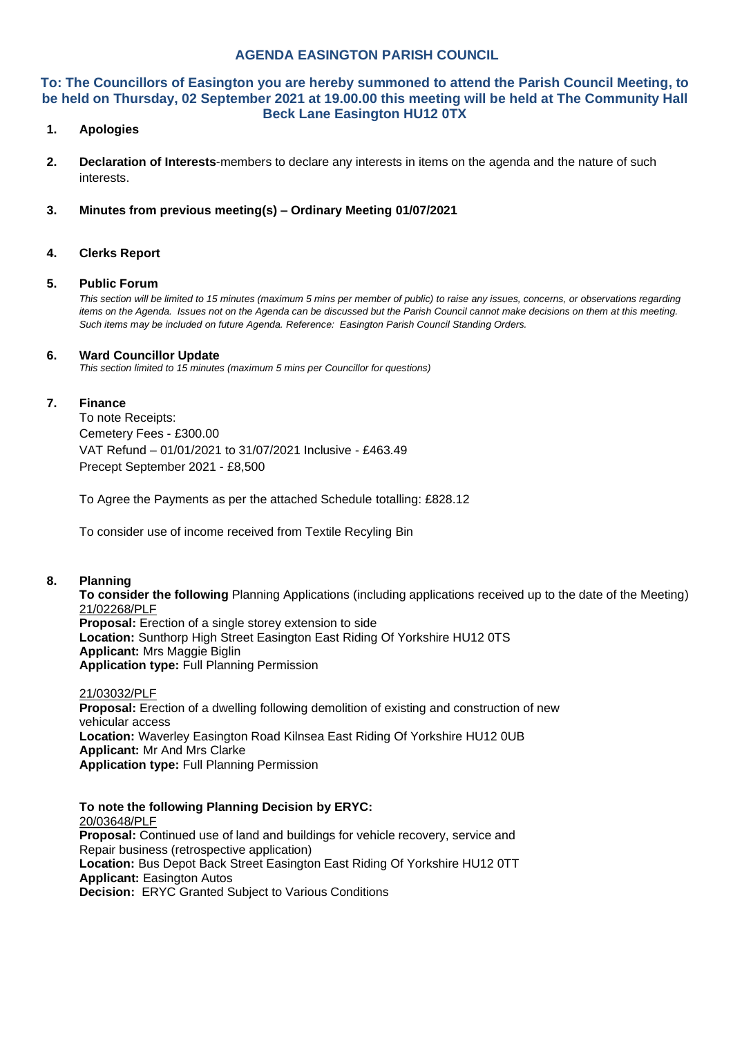# AGENDA EASINGTON PARISH COUNCIL

**To: The Councillors of Easington you are hereby summoned to attend the Parish Council Meeting, to be held on Thursday, 02 September 2021 at 19.00.00 this meeting will be held at The Community Hall Beck Lane Easington HU12 0TX**

1. **Apologies**

2. **Declaration of Interests**-members to declare any interests in items on the agenda and the nature of such interests.

3. **Minutes from previous meeting(s) – Ordinary Meeting 01/07/2021**

4. **Clerks Report**

5. **Public Forum**

   *This section will be limited to 15 minutes (maximum 5 mins per member of public) to raise any issues, concerns, or observations regarding items on the Agenda. Issues not on the Agenda can be discussed but the Parish Council cannot make decisions on them at this meeting. Such items may be included on future Agenda. Reference: Easington Parish Council Standing Orders.*

6. **Ward Councillor Update**

   *This section limited to 15 minutes (maximum 5 mins per Councillor for questions)*

7. **Finance**

   To note Receipts:
   Cemetery Fees - £300.00
   VAT Refund – 01/01/2021 to 31/07/2021 Inclusive - £463.49
   Precept September 2021 - £8,500

   To Agree the Payments as per the attached Schedule totalling: £828.12

   To consider use of income received from Textile Recyling Bin

8. **Planning**

   **To consider the following** Planning Applications (including applications received up to the date of the Meeting)

   21/02268/PLF
   **Proposal:** Erection of a single storey extension to side
   **Location:** Sunthorp High Street Easington East Riding Of Yorkshire HU12 0TS
   **Applicant:** Mrs Maggie Biglin
   **Application type:** Full Planning Permission

   21/03032/PLF
   **Proposal:** Erection of a dwelling following demolition of existing and construction of new vehicular access
   **Location:** Waverley Easington Road Kilnsea East Riding Of Yorkshire HU12 0UB
   **Applicant:** Mr And Mrs Clarke
   **Application type:** Full Planning Permission

   **To note the following Planning Decision by ERYC:**

   20/03648/PLF
   **Proposal:** Continued use of land and buildings for vehicle recovery, service and Repair business (retrospective application)
   **Location:** Bus Depot Back Street Easington East Riding Of Yorkshire HU12 0TT
   **Applicant:** Easington Autos
   **Decision:** ERYC Granted Subject to Various Conditions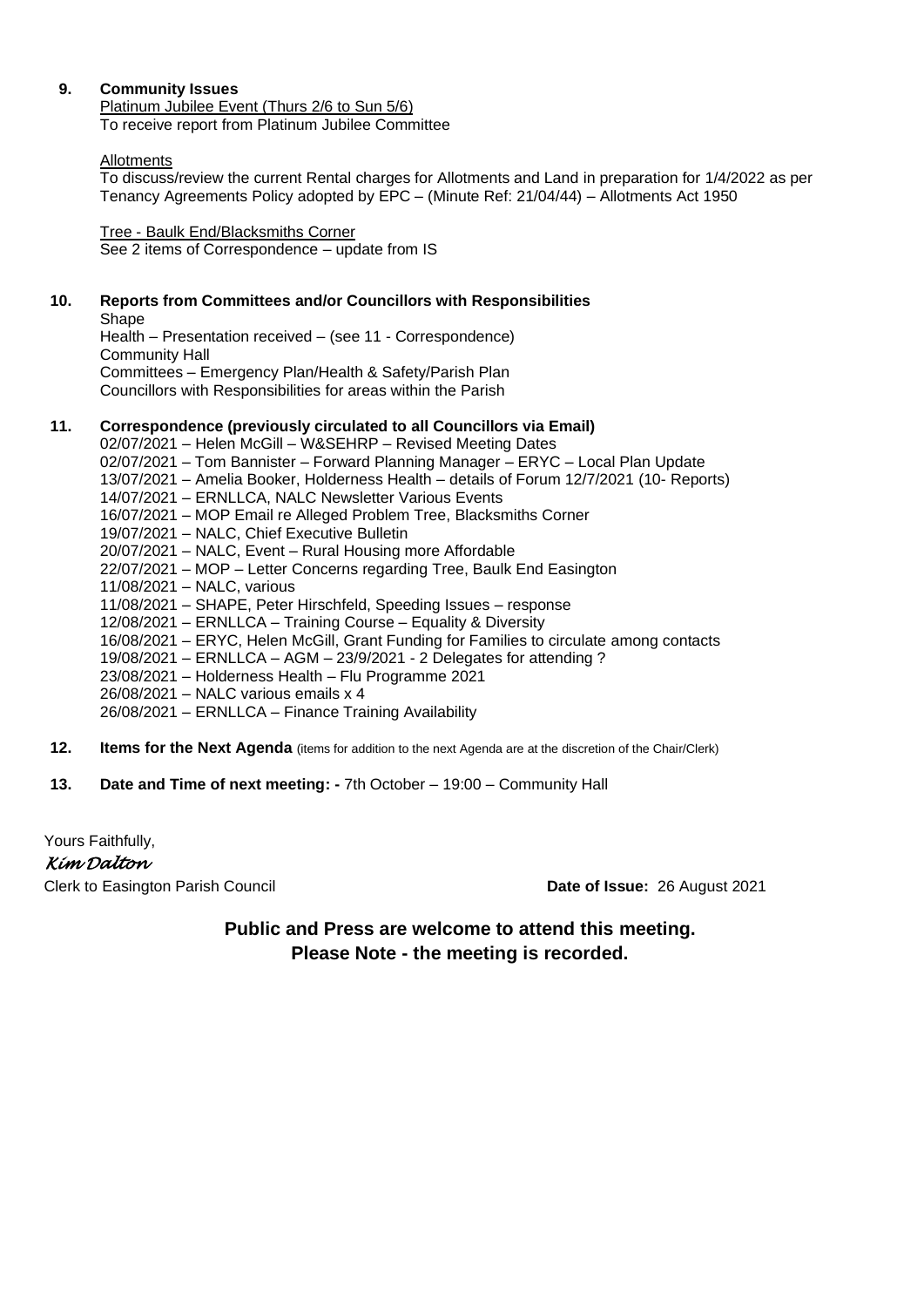**9. Community Issues**

Platinum Jubilee Event (Thurs 2/6 to Sun 5/6)
To receive report from Platinum Jubilee Committee

Allotments
To discuss/review the current Rental charges for Allotments and Land in preparation for 1/4/2022 as per Tenancy Agreements Policy adopted by EPC – (Minute Ref: 21/04/44) – Allotments Act 1950

Tree - Baulk End/Blacksmiths Corner
See 2 items of Correspondence – update from IS

**10. Reports from Committees and/or Councillors with Responsibilities**

Shape
Health – Presentation received – (see 11 - Correspondence)
Community Hall
Committees – Emergency Plan/Health & Safety/Parish Plan
Councillors with Responsibilities for areas within the Parish

**11. Correspondence (previously circulated to all Councillors via Email)**

02/07/2021 – Helen McGill – W&SEHRP – Revised Meeting Dates
02/07/2021 – Tom Bannister – Forward Planning Manager – ERYC – Local Plan Update
13/07/2021 – Amelia Booker, Holderness Health – details of Forum 12/7/2021 (10- Reports)
14/07/2021 – ERNLLCA, NALC Newsletter Various Events
16/07/2021 – MOP Email re Alleged Problem Tree, Blacksmiths Corner
19/07/2021 – NALC, Chief Executive Bulletin
20/07/2021 – NALC, Event – Rural Housing more Affordable
22/07/2021 – MOP – Letter Concerns regarding Tree, Baulk End Easington
11/08/2021 – NALC, various
11/08/2021 – SHAPE, Peter Hirschfeld, Speeding Issues – response
12/08/2021 – ERNLLCA – Training Course – Equality & Diversity
16/08/2021 – ERYC, Helen McGill, Grant Funding for Families to circulate among contacts
19/08/2021 – ERNLLCA – AGM – 23/9/2021 - 2 Delegates for attending ?
23/08/2021 – Holderness Health – Flu Programme 2021
26/08/2021 – NALC various emails x 4
26/08/2021 – ERNLLCA – Finance Training Availability

**12. Items for the Next Agenda** (items for addition to the next Agenda are at the discretion of the Chair/Clerk)

**13. Date and Time of next meeting: -** 7th October – 19:00 – Community Hall

Yours Faithfully,

*Kim Dalton*

Clerk to Easington Parish Council

**Date of Issue:** 26 August 2021

**Public and Press are welcome to attend this meeting.**
**Please Note - the meeting is recorded.**